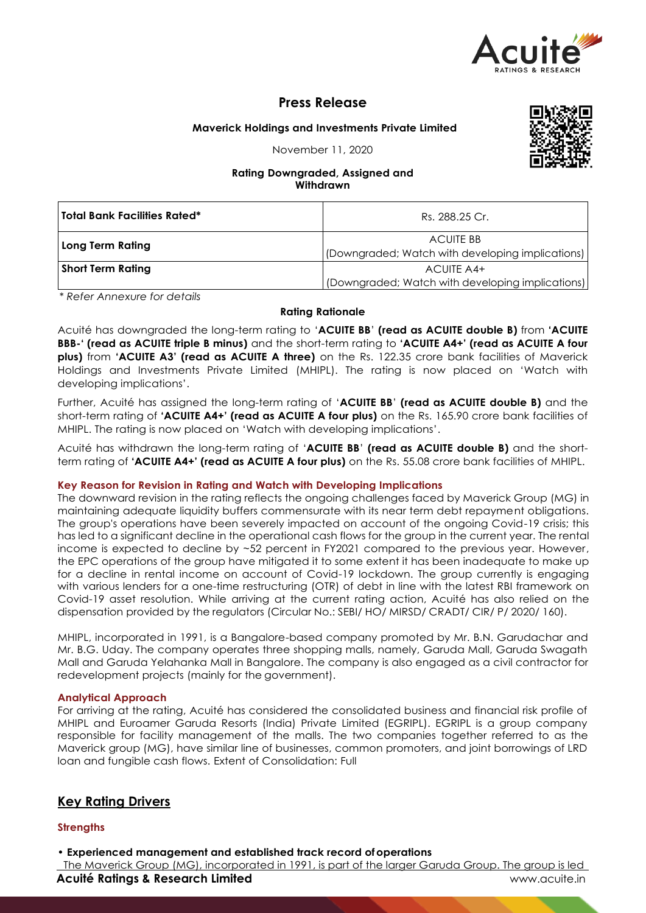# Press Release

**Maverick Holdings and Investments Private Limited**

November 11, 2020

**Rating Downgraded, Assigned and Withdrawn**

| **Total Bank Facilities Rated*** | Rs. 288.25 Cr. |
|---|---|
| **Long Term Rating** | ACUITE BB (Downgraded; Watch with developing implications) |
| **Short Term Rating** | ACUITE A4+ (Downgraded; Watch with developing implications) |

*\* Refer Annexure for details*

**Rating Rationale**

Acuité has downgraded the long-term rating to '**ACUITE BB**' **(read as ACUITE double B)** from **'ACUITE BBB-' (read as ACUITE triple B minus)** and the short-term rating to **'ACUITE A4+' (read as ACUITE A four plus)** from **'ACUITE A3' (read as ACUITE A three)** on the Rs. 122.35 crore bank facilities of Maverick Holdings and Investments Private Limited (MHIPL). The rating is now placed on 'Watch with developing implications'.

Further, Acuité has assigned the long-term rating of '**ACUITE BB**' **(read as ACUITE double B)** and the short-term rating of **'ACUITE A4+' (read as ACUITE A four plus)** on the Rs. 165.90 crore bank facilities of MHIPL. The rating is now placed on 'Watch with developing implications'.

Acuité has withdrawn the long-term rating of '**ACUITE BB**' **(read as ACUITE double B)** and the short-term rating of **'ACUITE A4+' (read as ACUITE A four plus)** on the Rs. 55.08 crore bank facilities of MHIPL.

### Key Reason for Revision in Rating and Watch with Developing Implications

The downward revision in the rating reflects the ongoing challenges faced by Maverick Group (MG) in maintaining adequate liquidity buffers commensurate with its near term debt repayment obligations. The group's operations have been severely impacted on account of the ongoing Covid-19 crisis; this has led to a significant decline in the operational cash flows for the group in the current year. The rental income is expected to decline by ~52 percent in FY2021 compared to the previous year. However, the EPC operations of the group have mitigated it to some extent it has been inadequate to make up for a decline in rental income on account of Covid-19 lockdown. The group currently is engaging with various lenders for a one-time restructuring (OTR) of debt in line with the latest RBI framework on Covid-19 asset resolution. While arriving at the current rating action, Acuité has also relied on the dispensation provided by the regulators (Circular No.: SEBI/ HO/ MIRSD/ CRADT/ CIR/ P/ 2020/ 160).

MHIPL, incorporated in 1991, is a Bangalore-based company promoted by Mr. B.N. Garudachar and Mr. B.G. Uday. The company operates three shopping malls, namely, Garuda Mall, Garuda Swagath Mall and Garuda Yelahanka Mall in Bangalore. The company is also engaged as a civil contractor for redevelopment projects (mainly for the government).

### Analytical Approach

For arriving at the rating, Acuité has considered the consolidated business and financial risk profile of MHIPL and Euroamer Garuda Resorts (India) Private Limited (EGRIPL). EGRIPL is a group company responsible for facility management of the malls. The two companies together referred to as the Maverick group (MG), have similar line of businesses, common promoters, and joint borrowings of LRD loan and fungible cash flows. Extent of Consolidation: Full

## Key Rating Drivers

### Strengths

- **Experienced management and established track record of operations**

The Maverick Group (MG), incorporated in 1991, is part of the larger Garuda Group. The group is led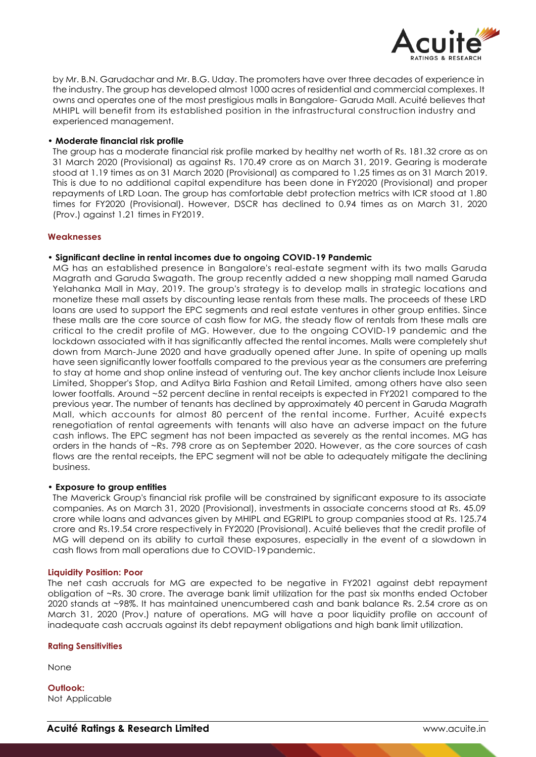by Mr. B.N. Garudachar and Mr. B.G. Uday. The promoters have over three decades of experience in the industry. The group has developed almost 1000 acres of residential and commercial complexes. It owns and operates one of the most prestigious malls in Bangalore- Garuda Mall. Acuité believes that MHIPL will benefit from its established position in the infrastructural construction industry and experienced management.

- **Moderate financial risk profile**

  The group has a moderate financial risk profile marked by healthy net worth of Rs. 181.32 crore as on 31 March 2020 (Provisional) as against Rs. 170.49 crore as on March 31, 2019. Gearing is moderate stood at 1.19 times as on 31 March 2020 (Provisional) as compared to 1.25 times as on 31 March 2019. This is due to no additional capital expenditure has been done in FY2020 (Provisional) and proper repayments of LRD Loan. The group has comfortable debt protection metrics with ICR stood at 1.80 times for FY2020 (Provisional). However, DSCR has declined to 0.94 times as on March 31, 2020 (Prov.) against 1.21 times in FY2019.

## Weaknesses

- **Significant decline in rental incomes due to ongoing COVID-19 Pandemic**

  MG has an established presence in Bangalore's real-estate segment with its two malls Garuda Magrath and Garuda Swagath. The group recently added a new shopping mall named Garuda Yelahanka Mall in May, 2019. The group's strategy is to develop malls in strategic locations and monetize these mall assets by discounting lease rentals from these malls. The proceeds of these LRD loans are used to support the EPC segments and real estate ventures in other group entities. Since these malls are the core source of cash flow for MG, the steady flow of rentals from these malls are critical to the credit profile of MG. However, due to the ongoing COVID-19 pandemic and the lockdown associated with it has significantly affected the rental incomes. Malls were completely shut down from March-June 2020 and have gradually opened after June. In spite of opening up malls have seen significantly lower footfalls compared to the previous year as the consumers are preferring to stay at home and shop online instead of venturing out. The key anchor clients include Inox Leisure Limited, Shopper's Stop, and Aditya Birla Fashion and Retail Limited, among others have also seen lower footfalls. Around ~52 percent decline in rental receipts is expected in FY2021 compared to the previous year. The number of tenants has declined by approximately 40 percent in Garuda Magrath Mall, which accounts for almost 80 percent of the rental income. Further, Acuité expects renegotiation of rental agreements with tenants will also have an adverse impact on the future cash inflows. The EPC segment has not been impacted as severely as the rental incomes. MG has orders in the hands of ~Rs. 798 crore as on September 2020. However, as the core sources of cash flows are the rental receipts, the EPC segment will not be able to adequately mitigate the declining business.

- **Exposure to group entities**

  The Maverick Group's financial risk profile will be constrained by significant exposure to its associate companies. As on March 31, 2020 (Provisional), investments in associate concerns stood at Rs. 45.09 crore while loans and advances given by MHIPL and EGRIPL to group companies stood at Rs. 125.74 crore and Rs.19.54 crore respectively in FY2020 (Provisional). Acuité believes that the credit profile of MG will depend on its ability to curtail these exposures, especially in the event of a slowdown in cash flows from mall operations due to COVID-19 pandemic.

## Liquidity Position: Poor

The net cash accruals for MG are expected to be negative in FY2021 against debt repayment obligation of ~Rs. 30 crore. The average bank limit utilization for the past six months ended October 2020 stands at ~98%. It has maintained unencumbered cash and bank balance Rs. 2.54 crore as on March 31, 2020 (Prov.) nature of operations. MG will have a poor liquidity profile on account of inadequate cash accruals against its debt repayment obligations and high bank limit utilization.

## Rating Sensitivities

None

## Outlook:

Not Applicable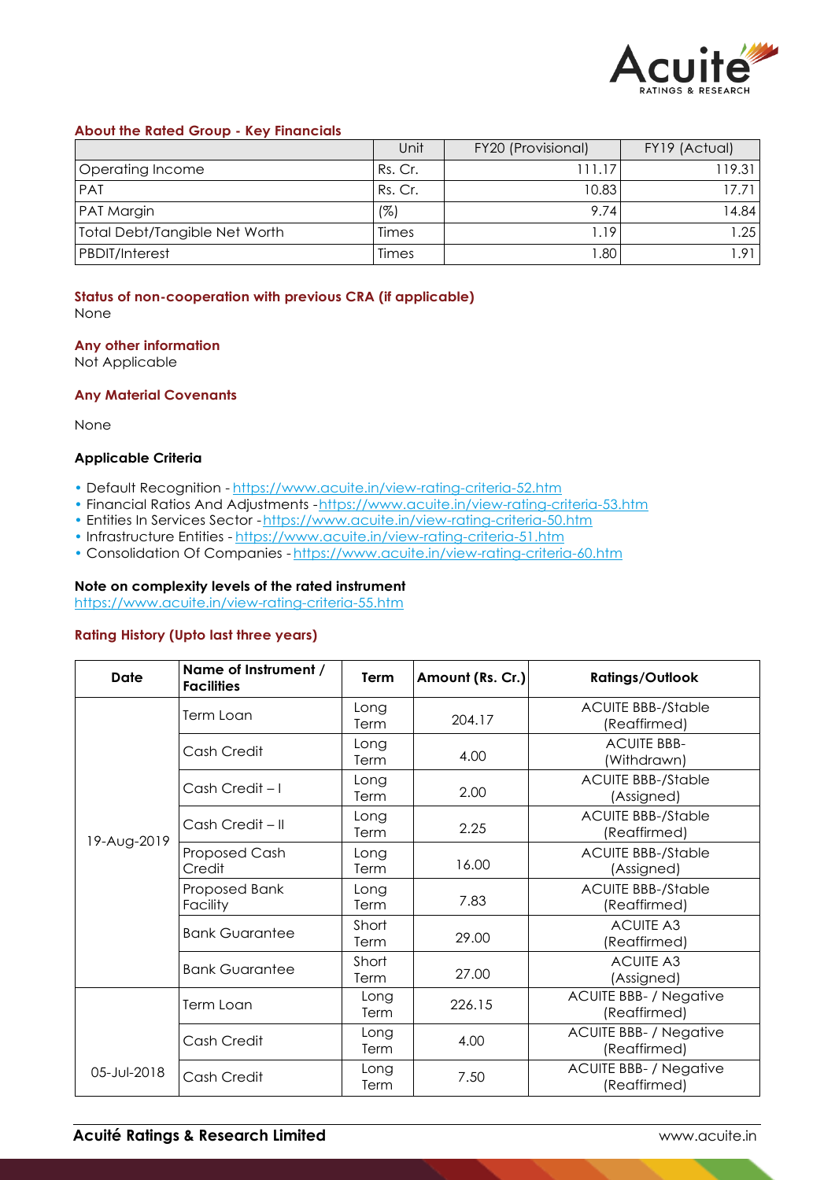### About the Rated Group - Key Financials

| | Unit | FY20 (Provisional) | FY19 (Actual) |
|---|---|---|---|
| Operating Income | Rs. Cr. | 111.17 | 119.31 |
| PAT | Rs. Cr. | 10.83 | 17.71 |
| PAT Margin | (%) | 9.74 | 14.84 |
| Total Debt/Tangible Net Worth | Times | 1.19 | 1.25 |
| PBDIT/Interest | Times | 1.80 | 1.91 |

### Status of non-cooperation with previous CRA (if applicable)

None

### Any other information

Not Applicable

### Any Material Covenants

None

### Applicable Criteria

- Default Recognition - https://www.acuite.in/view-rating-criteria-52.htm
- Financial Ratios And Adjustments - https://www.acuite.in/view-rating-criteria-53.htm
- Entities In Services Sector - https://www.acuite.in/view-rating-criteria-50.htm
- Infrastructure Entities - https://www.acuite.in/view-rating-criteria-51.htm
- Consolidation Of Companies - https://www.acuite.in/view-rating-criteria-60.htm

### Note on complexity levels of the rated instrument

https://www.acuite.in/view-rating-criteria-55.htm

### Rating History (Upto last three years)

| Date | Name of Instrument / Facilities | Term | Amount (Rs. Cr.) | Ratings/Outlook |
|---|---|---|---|---|
| 19-Aug-2019 | Term Loan | Long Term | 204.17 | ACUITE BBB-/Stable (Reaffirmed) |
| | Cash Credit | Long Term | 4.00 | ACUITE BBB- (Withdrawn) |
| | Cash Credit – I | Long Term | 2.00 | ACUITE BBB-/Stable (Assigned) |
| | Cash Credit – II | Long Term | 2.25 | ACUITE BBB-/Stable (Reaffirmed) |
| | Proposed Cash Credit | Long Term | 16.00 | ACUITE BBB-/Stable (Assigned) |
| | Proposed Bank Facility | Long Term | 7.83 | ACUITE BBB-/Stable (Reaffirmed) |
| | Bank Guarantee | Short Term | 29.00 | ACUITE A3 (Reaffirmed) |
| | Bank Guarantee | Short Term | 27.00 | ACUITE A3 (Assigned) |
| 05-Jul-2018 | Term Loan | Long Term | 226.15 | ACUITE BBB- / Negative (Reaffirmed) |
| | Cash Credit | Long Term | 4.00 | ACUITE BBB- / Negative (Reaffirmed) |
| | Cash Credit | Long Term | 7.50 | ACUITE BBB- / Negative (Reaffirmed) |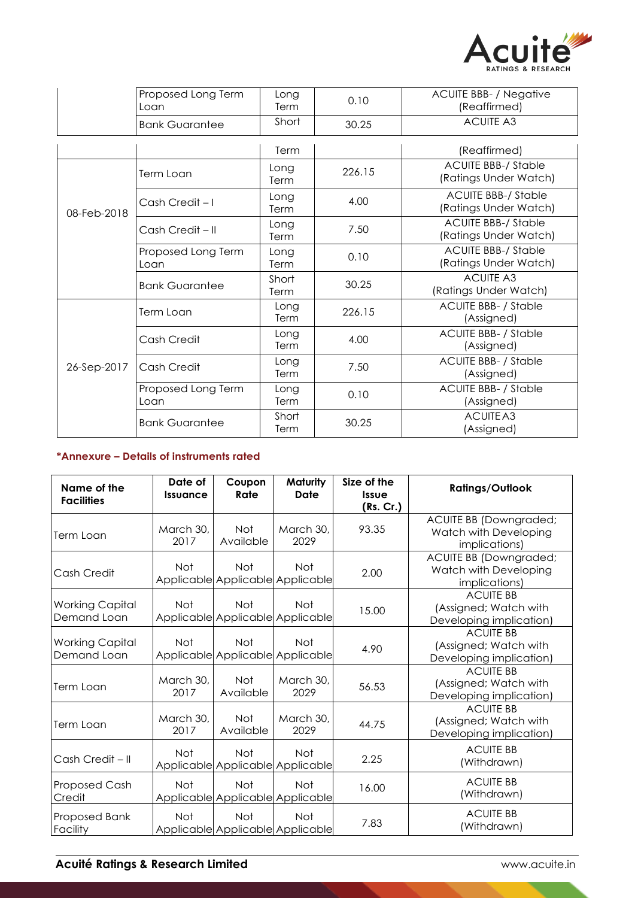| Date | Name of Instrument / Facilities | Term | Amount (Rs. Cr.) | Ratings/Outlook |
|---|---|---|---|---|
| | Proposed Long Term Loan | Long Term | 0.10 | ACUITE BBB- / Negative (Reaffirmed) |
| | Bank Guarantee | Short Term | 30.25 | ACUITE A3 (Reaffirmed) |
| 08-Feb-2018 | Term Loan | Long Term | 226.15 | ACUITE BBB-/ Stable (Ratings Under Watch) |
| | Cash Credit – I | Long Term | 4.00 | ACUITE BBB-/ Stable (Ratings Under Watch) |
| | Cash Credit – II | Long Term | 7.50 | ACUITE BBB-/ Stable (Ratings Under Watch) |
| | Proposed Long Term Loan | Long Term | 0.10 | ACUITE BBB-/ Stable (Ratings Under Watch) |
| | Bank Guarantee | Short Term | 30.25 | ACUITE A3 (Ratings Under Watch) |
| 26-Sep-2017 | Term Loan | Long Term | 226.15 | ACUITE BBB- / Stable (Assigned) |
| | Cash Credit | Long Term | 4.00 | ACUITE BBB- / Stable (Assigned) |
| | Cash Credit | Long Term | 7.50 | ACUITE BBB- / Stable (Assigned) |
| | Proposed Long Term Loan | Long Term | 0.10 | ACUITE BBB- / Stable (Assigned) |
| | Bank Guarantee | Short Term | 30.25 | ACUITE A3 (Assigned) |

***Annexure – Details of instruments rated**

| Name of the Facilities | Date of Issuance | Coupon Rate | Maturity Date | Size of the Issue (Rs. Cr.) | Ratings/Outlook |
|---|---|---|---|---|---|
| Term Loan | March 30, 2017 | Not Available | March 30, 2029 | 93.35 | ACUITE BB (Downgraded; Watch with Developing implications) |
| Cash Credit | Not Applicable | Not Applicable | Not Applicable | 2.00 | ACUITE BB (Downgraded; Watch with Developing implications) |
| Working Capital Demand Loan | Not Applicable | Not Applicable | Not Applicable | 15.00 | ACUITE BB (Assigned; Watch with Developing implication) |
| Working Capital Demand Loan | Not Applicable | Not Applicable | Not Applicable | 4.90 | ACUITE BB (Assigned; Watch with Developing implication) |
| Term Loan | March 30, 2017 | Not Available | March 30, 2029 | 56.53 | ACUITE BB (Assigned; Watch with Developing implication) |
| Term Loan | March 30, 2017 | Not Available | March 30, 2029 | 44.75 | ACUITE BB (Assigned; Watch with Developing implication) |
| Cash Credit – II | Not Applicable | Not Applicable | Not Applicable | 2.25 | ACUITE BB (Withdrawn) |
| Proposed Cash Credit | Not Applicable | Not Applicable | Not Applicable | 16.00 | ACUITE BB (Withdrawn) |
| Proposed Bank Facility | Not Applicable | Not Applicable | Not Applicable | 7.83 | ACUITE BB (Withdrawn) |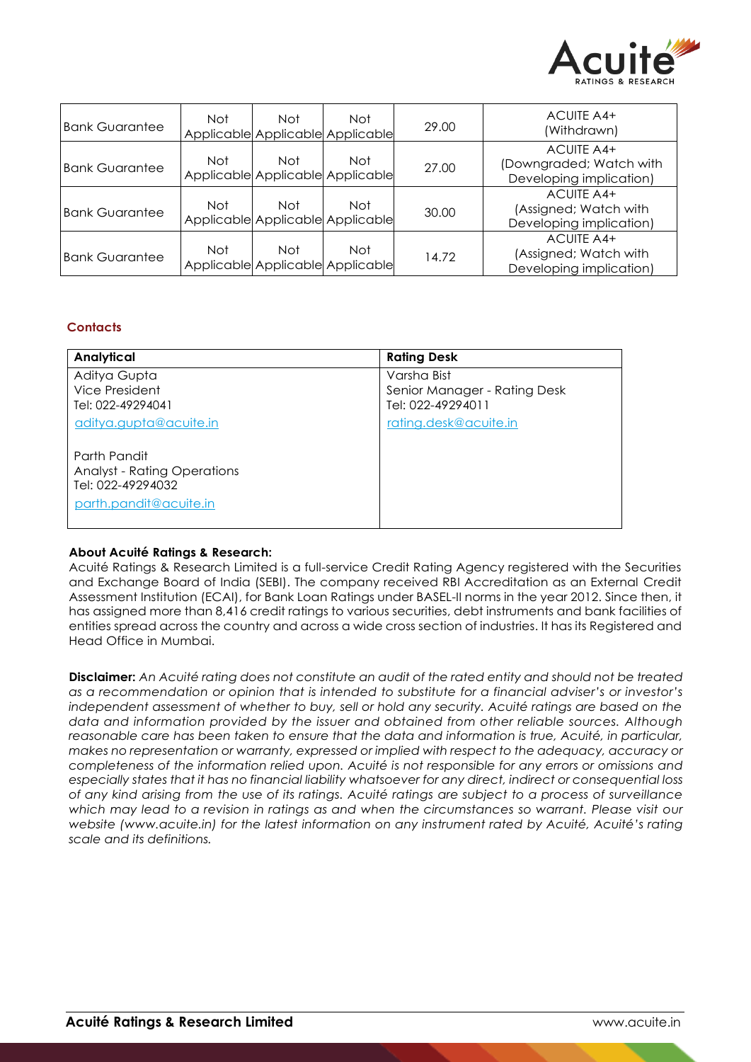| | | | | | |
|---|---|---|---|---|---|
| Bank Guarantee | Not Applicable | Not Applicable | Not Applicable | 29.00 | ACUITE A4+ (Withdrawn) |
| Bank Guarantee | Not Applicable | Not Applicable | Not Applicable | 27.00 | ACUITE A4+ (Downgraded; Watch with Developing implication) |
| Bank Guarantee | Not Applicable | Not Applicable | Not Applicable | 30.00 | ACUITE A4+ (Assigned; Watch with Developing implication) |
| Bank Guarantee | Not Applicable | Not Applicable | Not Applicable | 14.72 | ACUITE A4+ (Assigned; Watch with Developing implication) |

### Contacts

| Analytical | Rating Desk |
|---|---|
| Aditya Gupta<br>Vice President<br>Tel: 022-49294041<br>aditya.gupta@acuite.in<br><br>Parth Pandit<br>Analyst - Rating Operations<br>Tel: 022-49294032<br>parth.pandit@acuite.in | Varsha Bist<br>Senior Manager - Rating Desk<br>Tel: 022-49294011<br>rating.desk@acuite.in |

**About Acuité Ratings & Research:**

Acuité Ratings & Research Limited is a full-service Credit Rating Agency registered with the Securities and Exchange Board of India (SEBI). The company received RBI Accreditation as an External Credit Assessment Institution (ECAI), for Bank Loan Ratings under BASEL-II norms in the year 2012. Since then, it has assigned more than 8,416 credit ratings to various securities, debt instruments and bank facilities of entities spread across the country and across a wide cross section of industries. It has its Registered and Head Office in Mumbai.

**Disclaimer:** *An Acuité rating does not constitute an audit of the rated entity and should not be treated as a recommendation or opinion that is intended to substitute for a financial adviser's or investor's independent assessment of whether to buy, sell or hold any security. Acuité ratings are based on the data and information provided by the issuer and obtained from other reliable sources. Although reasonable care has been taken to ensure that the data and information is true, Acuité, in particular, makes no representation or warranty, expressed or implied with respect to the adequacy, accuracy or completeness of the information relied upon. Acuité is not responsible for any errors or omissions and especially states that it has no financial liability whatsoever for any direct, indirect or consequential loss of any kind arising from the use of its ratings. Acuité ratings are subject to a process of surveillance which may lead to a revision in ratings as and when the circumstances so warrant. Please visit our website (www.acuite.in) for the latest information on any instrument rated by Acuité, Acuité's rating scale and its definitions.*